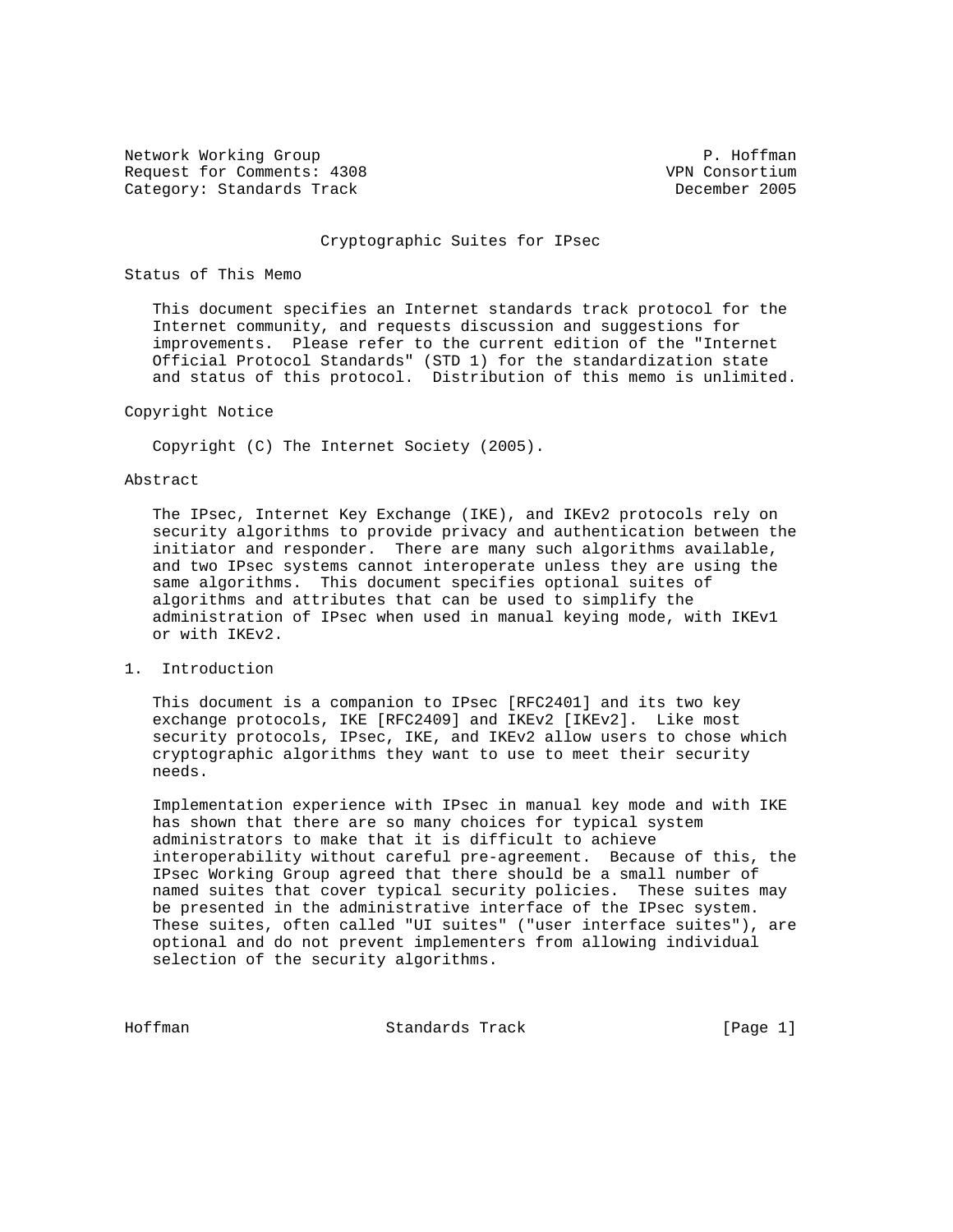Network Working Group P. Hoffman
Request for Comments: 4308 VPN Consortium
Category: Standards Track December 2005

# Cryptographic Suites for IPsec

## Status of This Memo

This document specifies an Internet standards track protocol for the Internet community, and requests discussion and suggestions for improvements. Please refer to the current edition of the "Internet Official Protocol Standards" (STD 1) for the standardization state and status of this protocol. Distribution of this memo is unlimited.

## Copyright Notice

Copyright (C) The Internet Society (2005).

## Abstract

The IPsec, Internet Key Exchange (IKE), and IKEv2 protocols rely on security algorithms to provide privacy and authentication between the initiator and responder. There are many such algorithms available, and two IPsec systems cannot interoperate unless they are using the same algorithms. This document specifies optional suites of algorithms and attributes that can be used to simplify the administration of IPsec when used in manual keying mode, with IKEv1 or with IKEv2.

## 1. Introduction

This document is a companion to IPsec [RFC2401] and its two key exchange protocols, IKE [RFC2409] and IKEv2 [IKEv2]. Like most security protocols, IPsec, IKE, and IKEv2 allow users to chose which cryptographic algorithms they want to use to meet their security needs.

Implementation experience with IPsec in manual key mode and with IKE has shown that there are so many choices for typical system administrators to make that it is difficult to achieve interoperability without careful pre-agreement. Because of this, the IPsec Working Group agreed that there should be a small number of named suites that cover typical security policies. These suites may be presented in the administrative interface of the IPsec system. These suites, often called "UI suites" ("user interface suites"), are optional and do not prevent implementers from allowing individual selection of the security algorithms.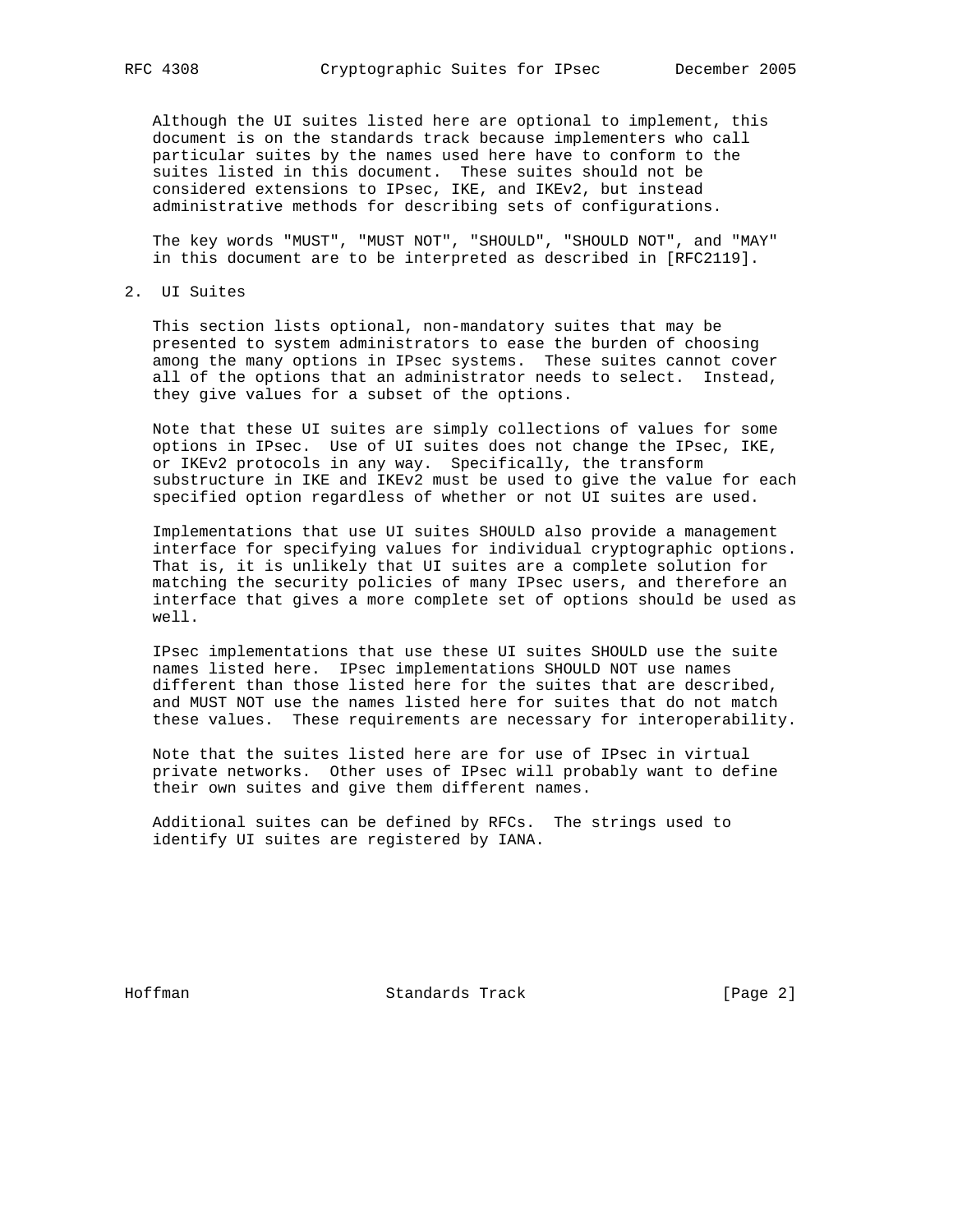Although the UI suites listed here are optional to implement, this document is on the standards track because implementers who call particular suites by the names used here have to conform to the suites listed in this document. These suites should not be considered extensions to IPsec, IKE, and IKEv2, but instead administrative methods for describing sets of configurations.

The key words "MUST", "MUST NOT", "SHOULD", "SHOULD NOT", and "MAY" in this document are to be interpreted as described in [RFC2119].

## 2. UI Suites

This section lists optional, non-mandatory suites that may be presented to system administrators to ease the burden of choosing among the many options in IPsec systems. These suites cannot cover all of the options that an administrator needs to select. Instead, they give values for a subset of the options.

Note that these UI suites are simply collections of values for some options in IPsec. Use of UI suites does not change the IPsec, IKE, or IKEv2 protocols in any way. Specifically, the transform substructure in IKE and IKEv2 must be used to give the value for each specified option regardless of whether or not UI suites are used.

Implementations that use UI suites SHOULD also provide a management interface for specifying values for individual cryptographic options. That is, it is unlikely that UI suites are a complete solution for matching the security policies of many IPsec users, and therefore an interface that gives a more complete set of options should be used as well.

IPsec implementations that use these UI suites SHOULD use the suite names listed here. IPsec implementations SHOULD NOT use names different than those listed here for the suites that are described, and MUST NOT use the names listed here for suites that do not match these values. These requirements are necessary for interoperability.

Note that the suites listed here are for use of IPsec in virtual private networks. Other uses of IPsec will probably want to define their own suites and give them different names.

Additional suites can be defined by RFCs. The strings used to identify UI suites are registered by IANA.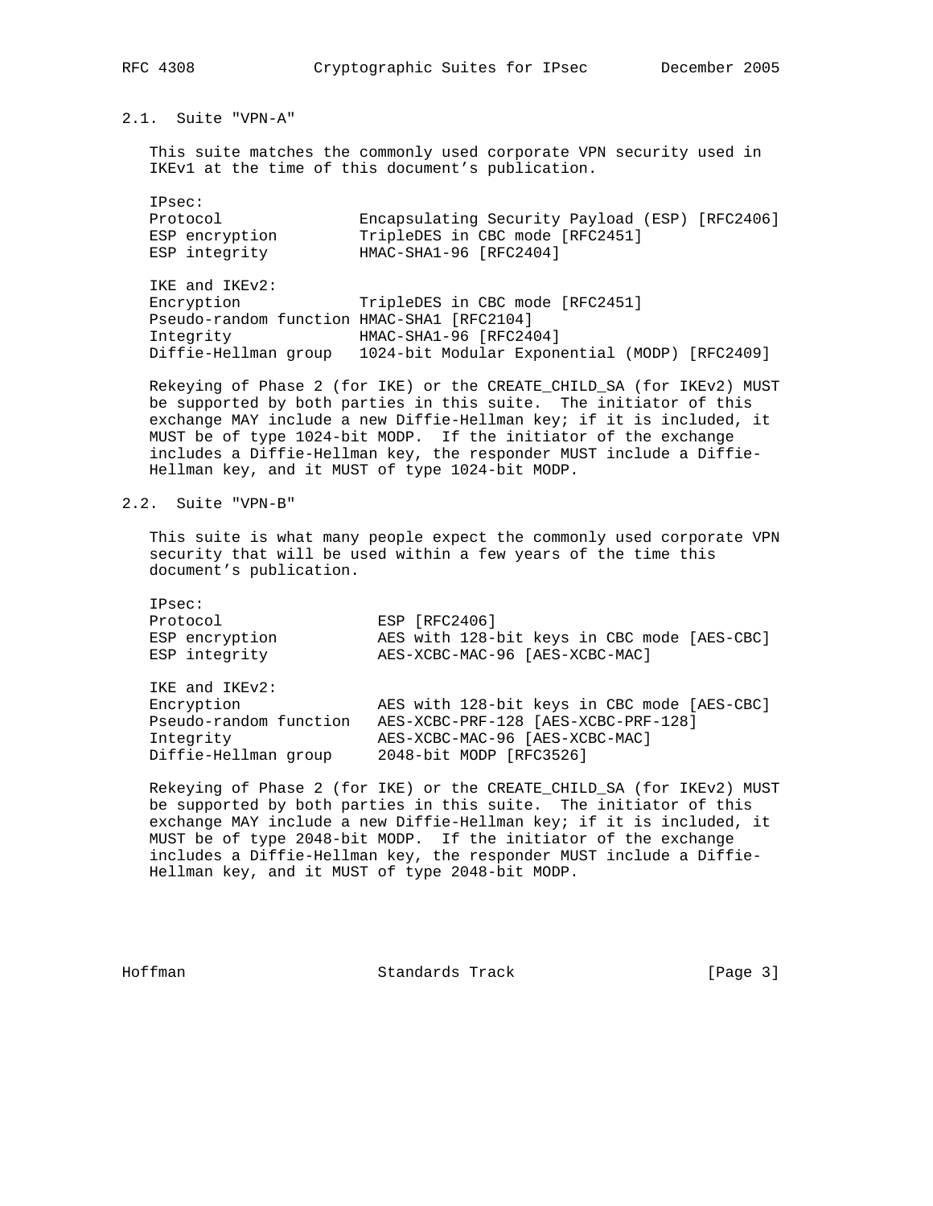## 2.1. Suite "VPN-A"

This suite matches the commonly used corporate VPN security used in IKEv1 at the time of this document's publication.

IPsec:

| | |
|---|---|
| Protocol | Encapsulating Security Payload (ESP) [RFC2406] |
| ESP encryption | TripleDES in CBC mode [RFC2451] |
| ESP integrity | HMAC-SHA1-96 [RFC2404] |

IKE and IKEv2:

| | |
|---|---|
| Encryption | TripleDES in CBC mode [RFC2451] |
| Pseudo-random function | HMAC-SHA1 [RFC2104] |
| Integrity | HMAC-SHA1-96 [RFC2404] |
| Diffie-Hellman group | 1024-bit Modular Exponential (MODP) [RFC2409] |

Rekeying of Phase 2 (for IKE) or the CREATE_CHILD_SA (for IKEv2) MUST be supported by both parties in this suite. The initiator of this exchange MAY include a new Diffie-Hellman key; if it is included, it MUST be of type 1024-bit MODP. If the initiator of the exchange includes a Diffie-Hellman key, the responder MUST include a Diffie-Hellman key, and it MUST of type 1024-bit MODP.

## 2.2. Suite "VPN-B"

This suite is what many people expect the commonly used corporate VPN security that will be used within a few years of the time this document's publication.

IPsec:

| | |
|---|---|
| Protocol | ESP [RFC2406] |
| ESP encryption | AES with 128-bit keys in CBC mode [AES-CBC] |
| ESP integrity | AES-XCBC-MAC-96 [AES-XCBC-MAC] |

IKE and IKEv2:

| | |
|---|---|
| Encryption | AES with 128-bit keys in CBC mode [AES-CBC] |
| Pseudo-random function | AES-XCBC-PRF-128 [AES-XCBC-PRF-128] |
| Integrity | AES-XCBC-MAC-96 [AES-XCBC-MAC] |
| Diffie-Hellman group | 2048-bit MODP [RFC3526] |

Rekeying of Phase 2 (for IKE) or the CREATE_CHILD_SA (for IKEv2) MUST be supported by both parties in this suite. The initiator of this exchange MAY include a new Diffie-Hellman key; if it is included, it MUST be of type 2048-bit MODP. If the initiator of the exchange includes a Diffie-Hellman key, the responder MUST include a Diffie-Hellman key, and it MUST of type 2048-bit MODP.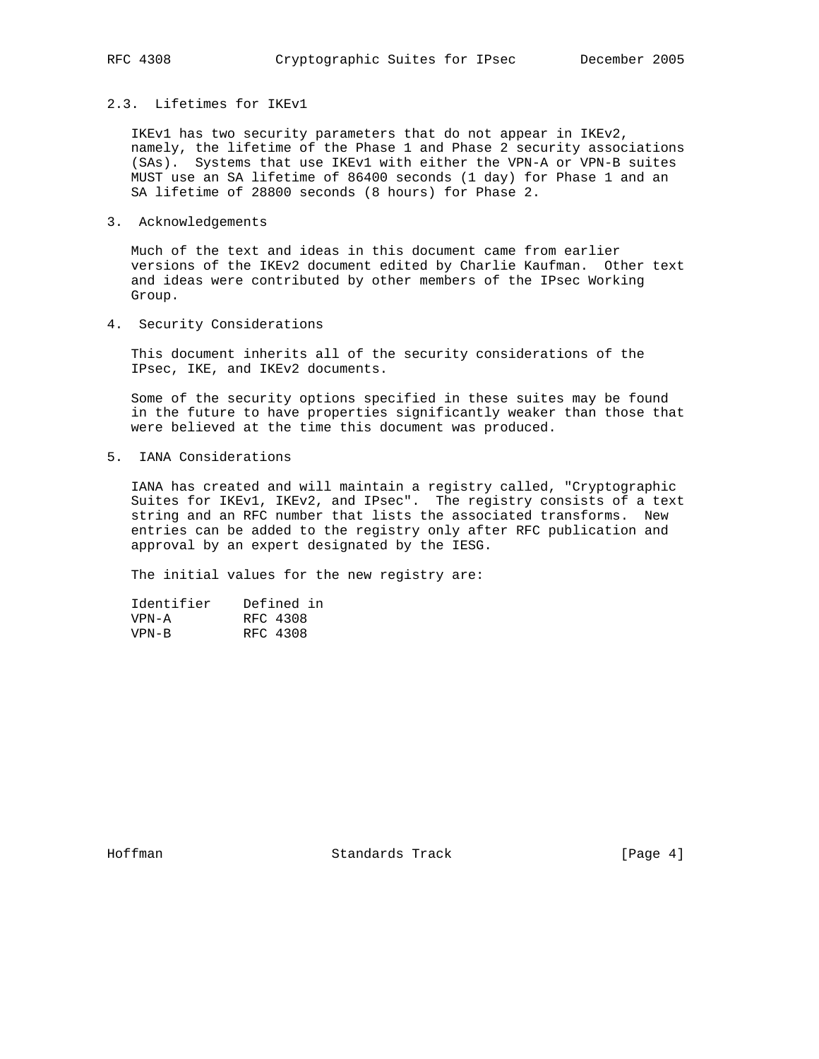### 2.3. Lifetimes for IKEv1

IKEv1 has two security parameters that do not appear in IKEv2, namely, the lifetime of the Phase 1 and Phase 2 security associations (SAs). Systems that use IKEv1 with either the VPN-A or VPN-B suites MUST use an SA lifetime of 86400 seconds (1 day) for Phase 1 and an SA lifetime of 28800 seconds (8 hours) for Phase 2.

## 3. Acknowledgements

Much of the text and ideas in this document came from earlier versions of the IKEv2 document edited by Charlie Kaufman. Other text and ideas were contributed by other members of the IPsec Working Group.

## 4. Security Considerations

This document inherits all of the security considerations of the IPsec, IKE, and IKEv2 documents.

Some of the security options specified in these suites may be found in the future to have properties significantly weaker than those that were believed at the time this document was produced.

## 5. IANA Considerations

IANA has created and will maintain a registry called, "Cryptographic Suites for IKEv1, IKEv2, and IPsec". The registry consists of a text string and an RFC number that lists the associated transforms. New entries can be added to the registry only after RFC publication and approval by an expert designated by the IESG.

The initial values for the new registry are:

| Identifier | Defined in |
| --- | --- |
| VPN-A | RFC 4308 |
| VPN-B | RFC 4308 |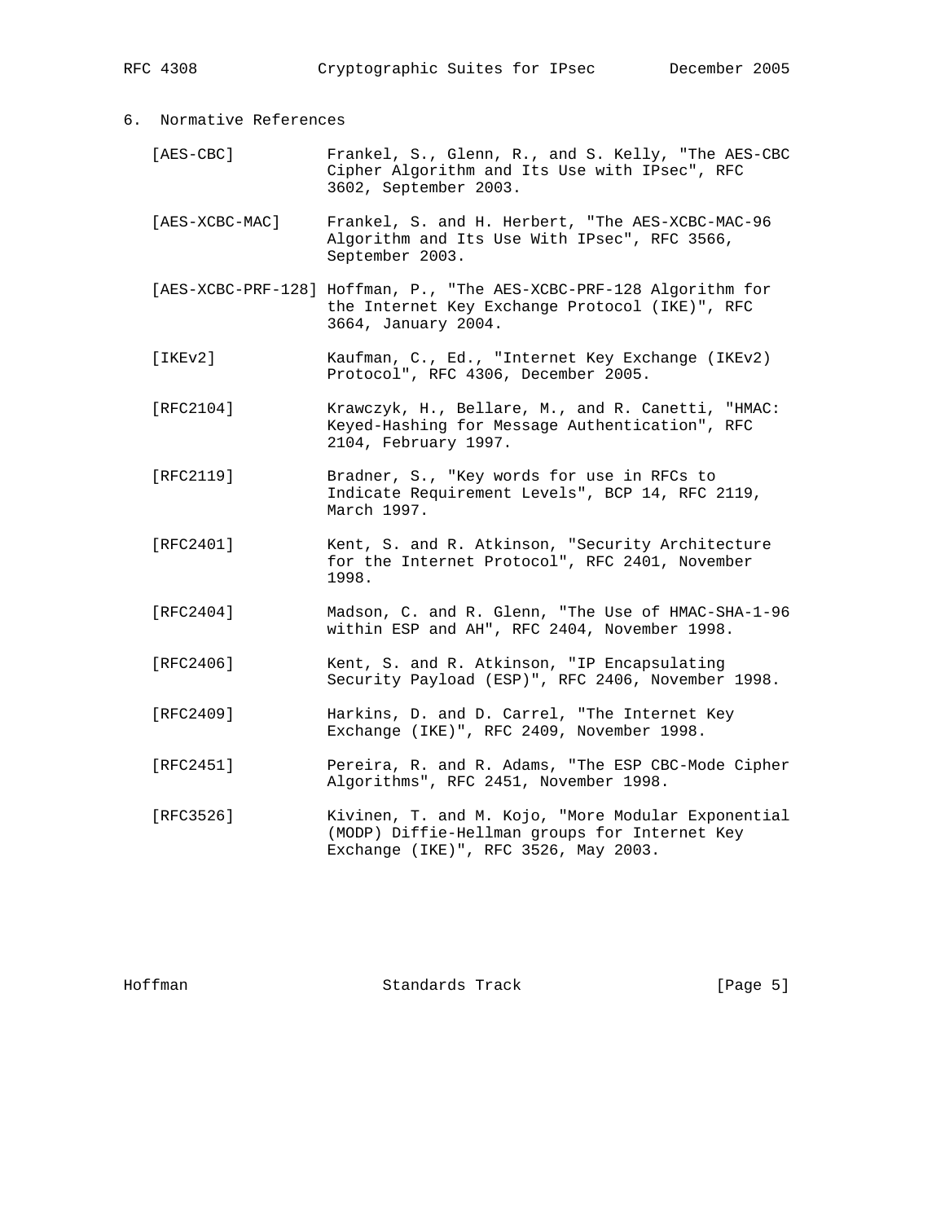## 6. Normative References

[AES-CBC] Frankel, S., Glenn, R., and S. Kelly, "The AES-CBC Cipher Algorithm and Its Use with IPsec", RFC 3602, September 2003.

[AES-XCBC-MAC] Frankel, S. and H. Herbert, "The AES-XCBC-MAC-96 Algorithm and Its Use With IPsec", RFC 3566, September 2003.

[AES-XCBC-PRF-128] Hoffman, P., "The AES-XCBC-PRF-128 Algorithm for the Internet Key Exchange Protocol (IKE)", RFC 3664, January 2004.

[IKEv2] Kaufman, C., Ed., "Internet Key Exchange (IKEv2) Protocol", RFC 4306, December 2005.

[RFC2104] Krawczyk, H., Bellare, M., and R. Canetti, "HMAC: Keyed-Hashing for Message Authentication", RFC 2104, February 1997.

[RFC2119] Bradner, S., "Key words for use in RFCs to Indicate Requirement Levels", BCP 14, RFC 2119, March 1997.

[RFC2401] Kent, S. and R. Atkinson, "Security Architecture for the Internet Protocol", RFC 2401, November 1998.

[RFC2404] Madson, C. and R. Glenn, "The Use of HMAC-SHA-1-96 within ESP and AH", RFC 2404, November 1998.

[RFC2406] Kent, S. and R. Atkinson, "IP Encapsulating Security Payload (ESP)", RFC 2406, November 1998.

[RFC2409] Harkins, D. and D. Carrel, "The Internet Key Exchange (IKE)", RFC 2409, November 1998.

[RFC2451] Pereira, R. and R. Adams, "The ESP CBC-Mode Cipher Algorithms", RFC 2451, November 1998.

[RFC3526] Kivinen, T. and M. Kojo, "More Modular Exponential (MODP) Diffie-Hellman groups for Internet Key Exchange (IKE)", RFC 3526, May 2003.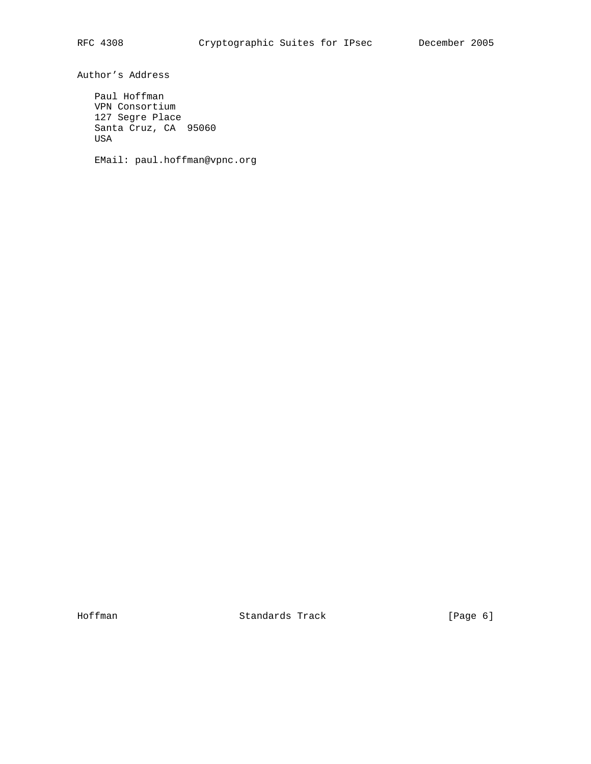## Author's Address

Paul Hoffman
VPN Consortium
127 Segre Place
Santa Cruz, CA  95060
USA

EMail: paul.hoffman@vpnc.org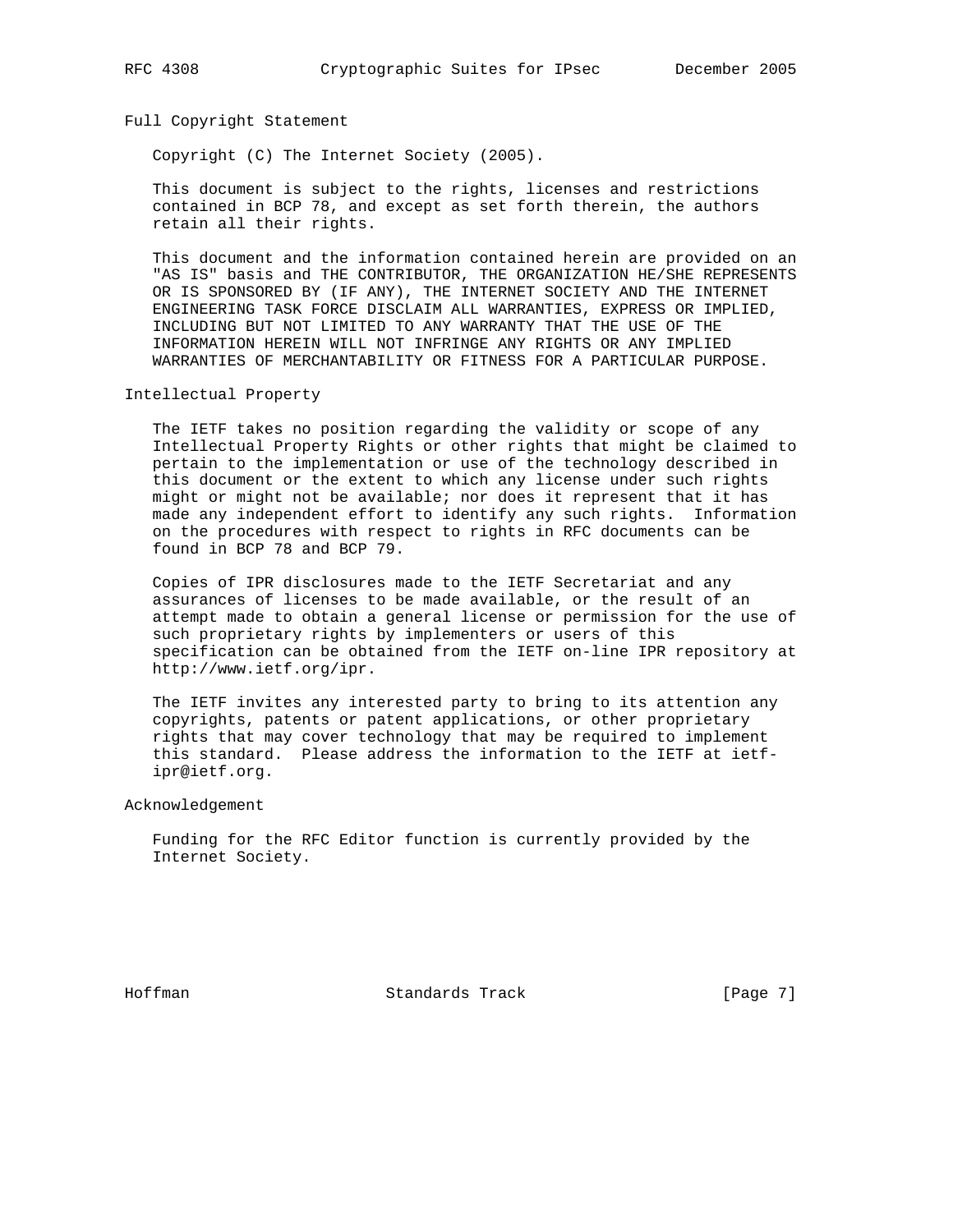## Full Copyright Statement

Copyright (C) The Internet Society (2005).

This document is subject to the rights, licenses and restrictions contained in BCP 78, and except as set forth therein, the authors retain all their rights.

This document and the information contained herein are provided on an "AS IS" basis and THE CONTRIBUTOR, THE ORGANIZATION HE/SHE REPRESENTS OR IS SPONSORED BY (IF ANY), THE INTERNET SOCIETY AND THE INTERNET ENGINEERING TASK FORCE DISCLAIM ALL WARRANTIES, EXPRESS OR IMPLIED, INCLUDING BUT NOT LIMITED TO ANY WARRANTY THAT THE USE OF THE INFORMATION HEREIN WILL NOT INFRINGE ANY RIGHTS OR ANY IMPLIED WARRANTIES OF MERCHANTABILITY OR FITNESS FOR A PARTICULAR PURPOSE.

## Intellectual Property

The IETF takes no position regarding the validity or scope of any Intellectual Property Rights or other rights that might be claimed to pertain to the implementation or use of the technology described in this document or the extent to which any license under such rights might or might not be available; nor does it represent that it has made any independent effort to identify any such rights. Information on the procedures with respect to rights in RFC documents can be found in BCP 78 and BCP 79.

Copies of IPR disclosures made to the IETF Secretariat and any assurances of licenses to be made available, or the result of an attempt made to obtain a general license or permission for the use of such proprietary rights by implementers or users of this specification can be obtained from the IETF on-line IPR repository at http://www.ietf.org/ipr.

The IETF invites any interested party to bring to its attention any copyrights, patents or patent applications, or other proprietary rights that may cover technology that may be required to implement this standard. Please address the information to the IETF at ietf-ipr@ietf.org.

## Acknowledgement

Funding for the RFC Editor function is currently provided by the Internet Society.